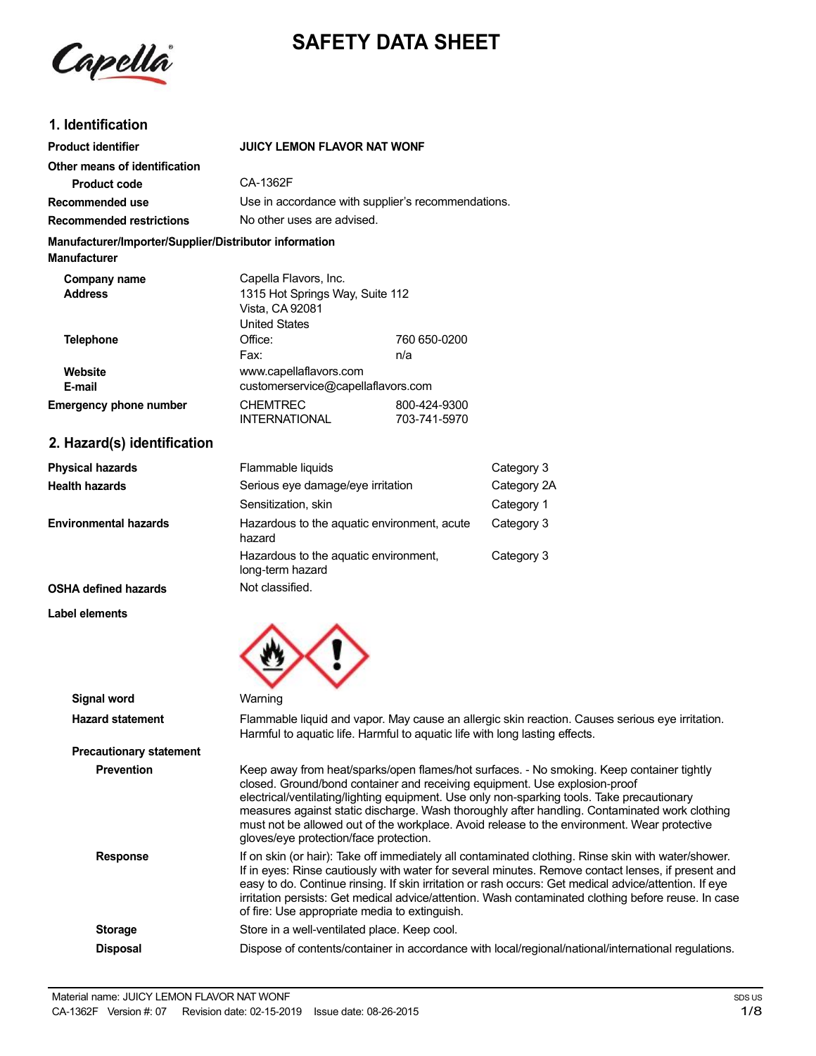# SAFETY DATA SHEET

## 1. Identification

| | |
|---|---|
| **Product identifier** | **JUICY LEMON FLAVOR NAT WONF** |
| **Other means of identification** | |
| **Product code** | CA-1362F |
| **Recommended use** | Use in accordance with supplier's recommendations. |
| **Recommended restrictions** | No other uses are advised. |

**Manufacturer/Importer/Supplier/Distributor information**

**Manufacturer**

| | | |
|---|---|---|
| **Company name** | Capella Flavors, Inc. | |
| **Address** | 1315 Hot Springs Way, Suite 112<br>Vista, CA 92081<br>United States | |
| **Telephone** | Office: | 760 650-0200 |
| | Fax: | n/a |
| **Website** | www.capellaflavors.com | |
| **E-mail** | customerservice@capellaflavors.com | |
| **Emergency phone number** | CHEMTREC | 800-424-9300 |
| | INTERNATIONAL | 703-741-5970 |

## 2. Hazard(s) identification

| | | |
|---|---|---|
| **Physical hazards** | Flammable liquids | Category 3 |
| **Health hazards** | Serious eye damage/eye irritation | Category 2A |
| | Sensitization, skin | Category 1 |
| **Environmental hazards** | Hazardous to the aquatic environment, acute hazard | Category 3 |
| | Hazardous to the aquatic environment, long-term hazard | Category 3 |
| **OSHA defined hazards** | Not classified. | |

**Label elements**

**Signal word** Warning

**Hazard statement** Flammable liquid and vapor. May cause an allergic skin reaction. Causes serious eye irritation. Harmful to aquatic life. Harmful to aquatic life with long lasting effects.

**Precautionary statement**

**Prevention** Keep away from heat/sparks/open flames/hot surfaces. - No smoking. Keep container tightly closed. Ground/bond container and receiving equipment. Use explosion-proof electrical/ventilating/lighting equipment. Use only non-sparking tools. Take precautionary measures against static discharge. Wash thoroughly after handling. Contaminated work clothing must not be allowed out of the workplace. Avoid release to the environment. Wear protective gloves/eye protection/face protection.

**Response** If on skin (or hair): Take off immediately all contaminated clothing. Rinse skin with water/shower. If in eyes: Rinse cautiously with water for several minutes. Remove contact lenses, if present and easy to do. Continue rinsing. If skin irritation or rash occurs: Get medical advice/attention. If eye irritation persists: Get medical advice/attention. Wash contaminated clothing before reuse. In case of fire: Use appropriate media to extinguish.

**Storage** Store in a well-ventilated place. Keep cool.

**Disposal** Dispose of contents/container in accordance with local/regional/national/international regulations.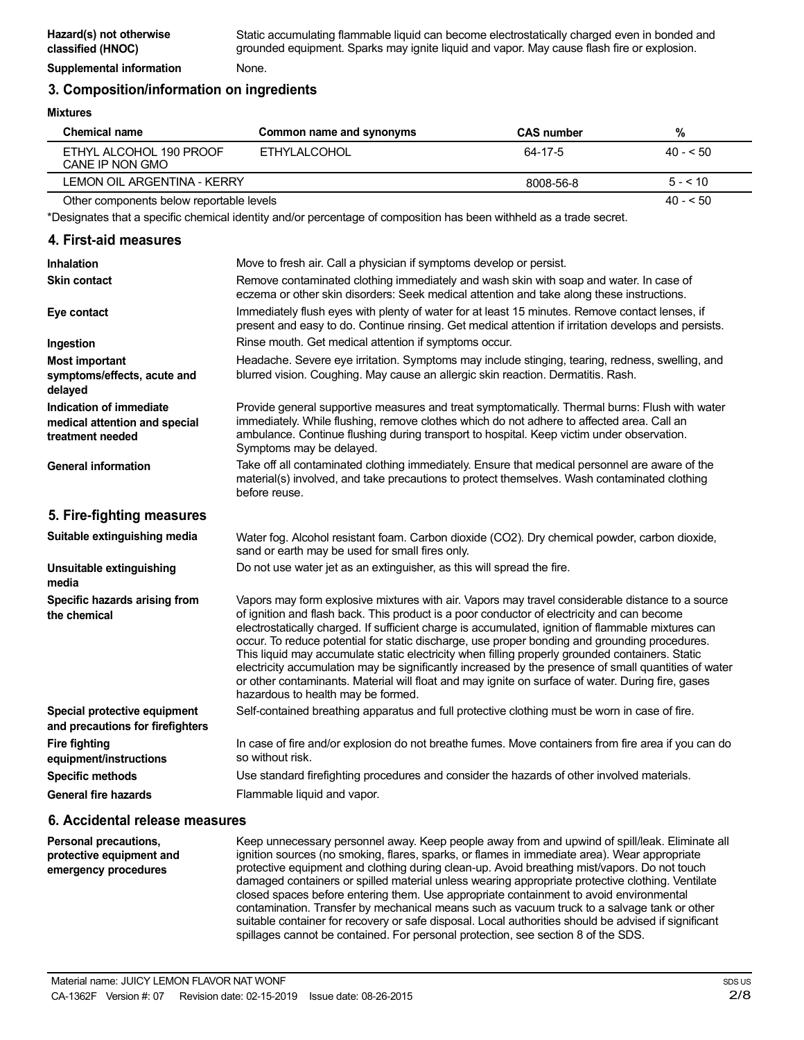| | |
|---|---|
| **Hazard(s) not otherwise classified (HNOC)** | Static accumulating flammable liquid can become electrostatically charged even in bonded and grounded equipment. Sparks may ignite liquid and vapor. May cause flash fire or explosion. |
| **Supplemental information** | None. |

## 3. Composition/information on ingredients

**Mixtures**

| Chemical name | Common name and synonyms | CAS number | % |
|---|---|---|---|
| ETHYL ALCOHOL 190 PROOF CANE IP NON GMO | ETHYLALCOHOL | 64-17-5 | 40 - < 50 |
| LEMON OIL ARGENTINA - KERRY | | 8008-56-8 | 5 - < 10 |
| Other components below reportable levels | | | 40 - < 50 |

*Designates that a specific chemical identity and/or percentage of composition has been withheld as a trade secret.

## 4. First-aid measures

| | |
|---|---|
| **Inhalation** | Move to fresh air. Call a physician if symptoms develop or persist. |
| **Skin contact** | Remove contaminated clothing immediately and wash skin with soap and water. In case of eczema or other skin disorders: Seek medical attention and take along these instructions. |
| **Eye contact** | Immediately flush eyes with plenty of water for at least 15 minutes. Remove contact lenses, if present and easy to do. Continue rinsing. Get medical attention if irritation develops and persists. |
| **Ingestion** | Rinse mouth. Get medical attention if symptoms occur. |
| **Most important symptoms/effects, acute and delayed** | Headache. Severe eye irritation. Symptoms may include stinging, tearing, redness, swelling, and blurred vision. Coughing. May cause an allergic skin reaction. Dermatitis. Rash. |
| **Indication of immediate medical attention and special treatment needed** | Provide general supportive measures and treat symptomatically. Thermal burns: Flush with water immediately. While flushing, remove clothes which do not adhere to affected area. Call an ambulance. Continue flushing during transport to hospital. Keep victim under observation. Symptoms may be delayed. |
| **General information** | Take off all contaminated clothing immediately. Ensure that medical personnel are aware of the material(s) involved, and take precautions to protect themselves. Wash contaminated clothing before reuse. |

## 5. Fire-fighting measures

| | |
|---|---|
| **Suitable extinguishing media** | Water fog. Alcohol resistant foam. Carbon dioxide ($CO_2$). Dry chemical powder, carbon dioxide, sand or earth may be used for small fires only. |
| **Unsuitable extinguishing media** | Do not use water jet as an extinguisher, as this will spread the fire. |
| **Specific hazards arising from the chemical** | Vapors may form explosive mixtures with air. Vapors may travel considerable distance to a source of ignition and flash back. This product is a poor conductor of electricity and can become electrostatically charged. If sufficient charge is accumulated, ignition of flammable mixtures can occur. To reduce potential for static discharge, use proper bonding and grounding procedures. This liquid may accumulate static electricity when filling properly grounded containers. Static electricity accumulation may be significantly increased by the presence of small quantities of water or other contaminants. Material will float and may ignite on surface of water. During fire, gases hazardous to health may be formed. |
| **Special protective equipment and precautions for firefighters** | Self-contained breathing apparatus and full protective clothing must be worn in case of fire. |
| **Fire fighting equipment/instructions** | In case of fire and/or explosion do not breathe fumes. Move containers from fire area if you can do so without risk. |
| **Specific methods** | Use standard firefighting procedures and consider the hazards of other involved materials. |
| **General fire hazards** | Flammable liquid and vapor. |

## 6. Accidental release measures

| | |
|---|---|
| **Personal precautions, protective equipment and emergency procedures** | Keep unnecessary personnel away. Keep people away from and upwind of spill/leak. Eliminate all ignition sources (no smoking, flares, sparks, or flames in immediate area). Wear appropriate protective equipment and clothing during clean-up. Avoid breathing mist/vapors. Do not touch damaged containers or spilled material unless wearing appropriate protective clothing. Ventilate closed spaces before entering them. Use appropriate containment to avoid environmental contamination. Transfer by mechanical means such as vacuum truck to a salvage tank or other suitable container for recovery or safe disposal. Local authorities should be advised if significant spillages cannot be contained. For personal protection, see section 8 of the SDS. |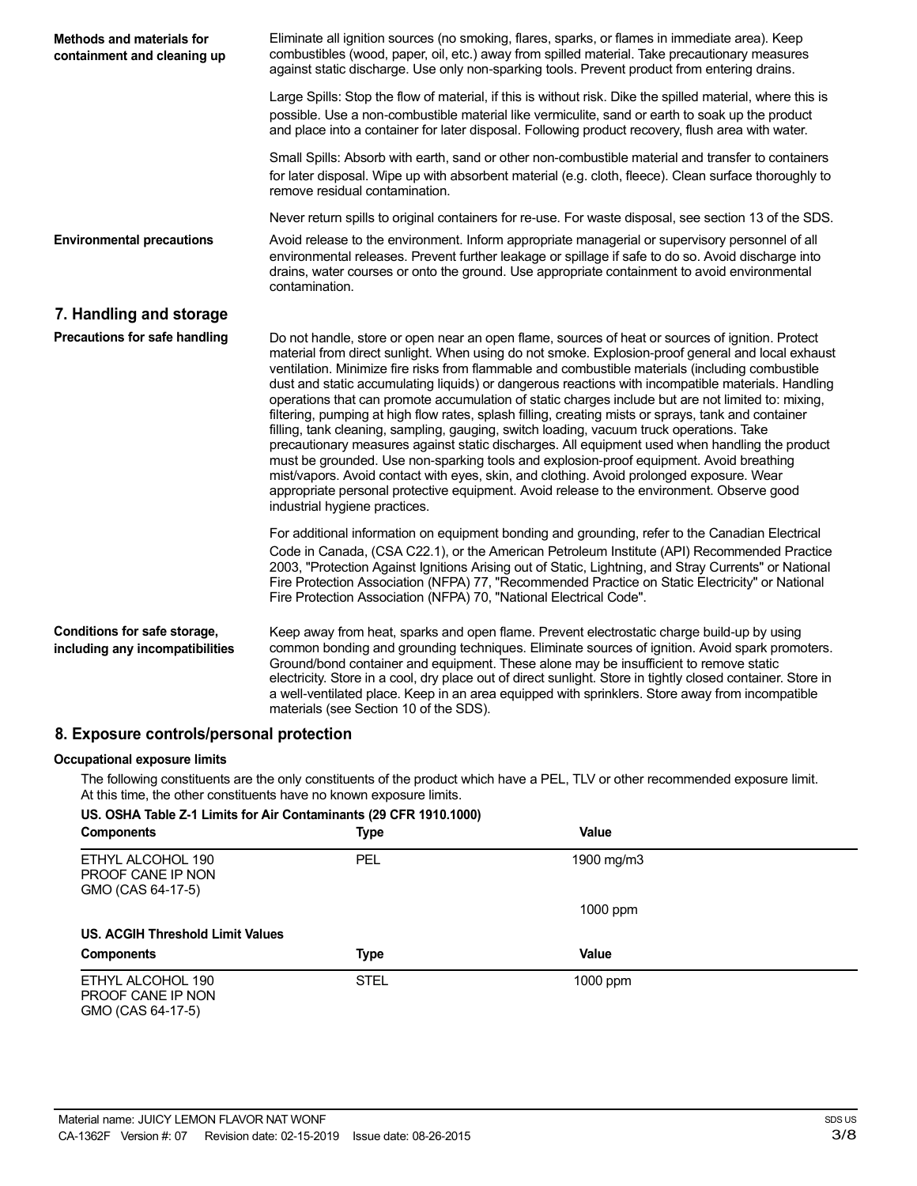**Methods and materials for containment and cleaning up**

Eliminate all ignition sources (no smoking, flares, sparks, or flames in immediate area). Keep combustibles (wood, paper, oil, etc.) away from spilled material. Take precautionary measures against static discharge. Use only non-sparking tools. Prevent product from entering drains.

Large Spills: Stop the flow of material, if this is without risk. Dike the spilled material, where this is possible. Use a non-combustible material like vermiculite, sand or earth to soak up the product and place into a container for later disposal. Following product recovery, flush area with water.

Small Spills: Absorb with earth, sand or other non-combustible material and transfer to containers for later disposal. Wipe up with absorbent material (e.g. cloth, fleece). Clean surface thoroughly to remove residual contamination.

Never return spills to original containers for re-use. For waste disposal, see section 13 of the SDS.

**Environmental precautions**

Avoid release to the environment. Inform appropriate managerial or supervisory personnel of all environmental releases. Prevent further leakage or spillage if safe to do so. Avoid discharge into drains, water courses or onto the ground. Use appropriate containment to avoid environmental contamination.

## 7. Handling and storage

**Precautions for safe handling**

Do not handle, store or open near an open flame, sources of heat or sources of ignition. Protect material from direct sunlight. When using do not smoke. Explosion-proof general and local exhaust ventilation. Minimize fire risks from flammable and combustible materials (including combustible dust and static accumulating liquids) or dangerous reactions with incompatible materials. Handling operations that can promote accumulation of static charges include but are not limited to: mixing, filtering, pumping at high flow rates, splash filling, creating mists or sprays, tank and container filling, tank cleaning, sampling, gauging, switch loading, vacuum truck operations. Take precautionary measures against static discharges. All equipment used when handling the product must be grounded. Use non-sparking tools and explosion-proof equipment. Avoid breathing mist/vapors. Avoid contact with eyes, skin, and clothing. Avoid prolonged exposure. Wear appropriate personal protective equipment. Avoid release to the environment. Observe good industrial hygiene practices.

For additional information on equipment bonding and grounding, refer to the Canadian Electrical Code in Canada, (CSA C22.1), or the American Petroleum Institute (API) Recommended Practice 2003, "Protection Against Ignitions Arising out of Static, Lightning, and Stray Currents" or National Fire Protection Association (NFPA) 77, "Recommended Practice on Static Electricity" or National Fire Protection Association (NFPA) 70, "National Electrical Code".

**Conditions for safe storage, including any incompatibilities**

Keep away from heat, sparks and open flame. Prevent electrostatic charge build-up by using common bonding and grounding techniques. Eliminate sources of ignition. Avoid spark promoters. Ground/bond container and equipment. These alone may be insufficient to remove static electricity. Store in a cool, dry place out of direct sunlight. Store in tightly closed container. Store in a well-ventilated place. Keep in an area equipped with sprinklers. Store away from incompatible materials (see Section 10 of the SDS).

## 8. Exposure controls/personal protection

### Occupational exposure limits

The following constituents are the only constituents of the product which have a PEL, TLV or other recommended exposure limit. At this time, the other constituents have no known exposure limits.

**US. OSHA Table Z-1 Limits for Air Contaminants (29 CFR 1910.1000)**

| Components | Type | Value |
|---|---|---|
| ETHYL ALCOHOL 190 PROOF CANE IP NON GMO (CAS 64-17-5) | PEL | 1900 mg/m3 |
| | | 1000 ppm |

**US. ACGIH Threshold Limit Values**

| Components | Type | Value |
|---|---|---|
| ETHYL ALCOHOL 190 PROOF CANE IP NON GMO (CAS 64-17-5) | STEL | 1000 ppm |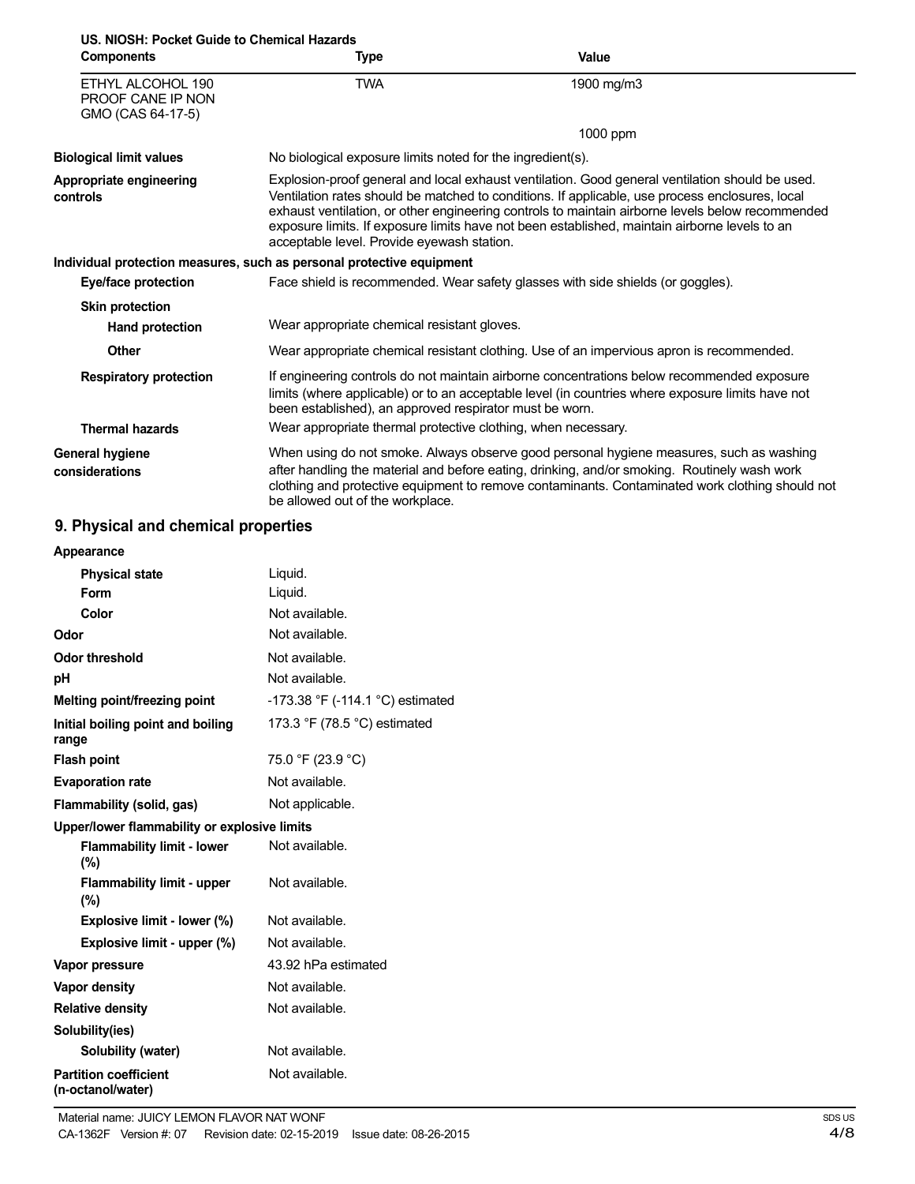**US. NIOSH: Pocket Guide to Chemical Hazards**

| Components | Type | Value |
|---|---|---|
| ETHYL ALCOHOL 190 PROOF CANE IP NON GMO (CAS 64-17-5) | TWA | 1900 mg/m3 |
| | | 1000 ppm |

**Biological limit values** No biological exposure limits noted for the ingredient(s).

**Appropriate engineering controls** Explosion-proof general and local exhaust ventilation. Good general ventilation should be used. Ventilation rates should be matched to conditions. If applicable, use process enclosures, local exhaust ventilation, or other engineering controls to maintain airborne levels below recommended exposure limits. If exposure limits have not been established, maintain airborne levels to an acceptable level. Provide eyewash station.

**Individual protection measures, such as personal protective equipment**

**Eye/face protection** Face shield is recommended. Wear safety glasses with side shields (or goggles).

**Skin protection**

**Hand protection** Wear appropriate chemical resistant gloves.

**Other** Wear appropriate chemical resistant clothing. Use of an impervious apron is recommended.

**Respiratory protection** If engineering controls do not maintain airborne concentrations below recommended exposure limits (where applicable) or to an acceptable level (in countries where exposure limits have not been established), an approved respirator must be worn.

**Thermal hazards** Wear appropriate thermal protective clothing, when necessary.

**General hygiene considerations** When using do not smoke. Always observe good personal hygiene measures, such as washing after handling the material and before eating, drinking, and/or smoking. Routinely wash work clothing and protective equipment to remove contaminants. Contaminated work clothing should not be allowed out of the workplace.

## 9. Physical and chemical properties

**Appearance**

| | |
|---|---|
| **Physical state** | Liquid. |
| **Form** | Liquid. |
| **Color** | Not available. |
| **Odor** | Not available. |
| **Odor threshold** | Not available. |
| **pH** | Not available. |
| **Melting point/freezing point** | -173.38 °F (-114.1 °C) estimated |
| **Initial boiling point and boiling range** | 173.3 °F (78.5 °C) estimated |
| **Flash point** | 75.0 °F (23.9 °C) |
| **Evaporation rate** | Not available. |
| **Flammability (solid, gas)** | Not applicable. |

**Upper/lower flammability or explosive limits**

| | |
|---|---|
| **Flammability limit - lower (%)** | Not available. |
| **Flammability limit - upper (%)** | Not available. |
| **Explosive limit - lower (%)** | Not available. |
| **Explosive limit - upper (%)** | Not available. |
| **Vapor pressure** | 43.92 hPa estimated |
| **Vapor density** | Not available. |
| **Relative density** | Not available. |

**Solubility(ies)**

| | |
|---|---|
| **Solubility (water)** | Not available. |
| **Partition coefficient (n-octanol/water)** | Not available. |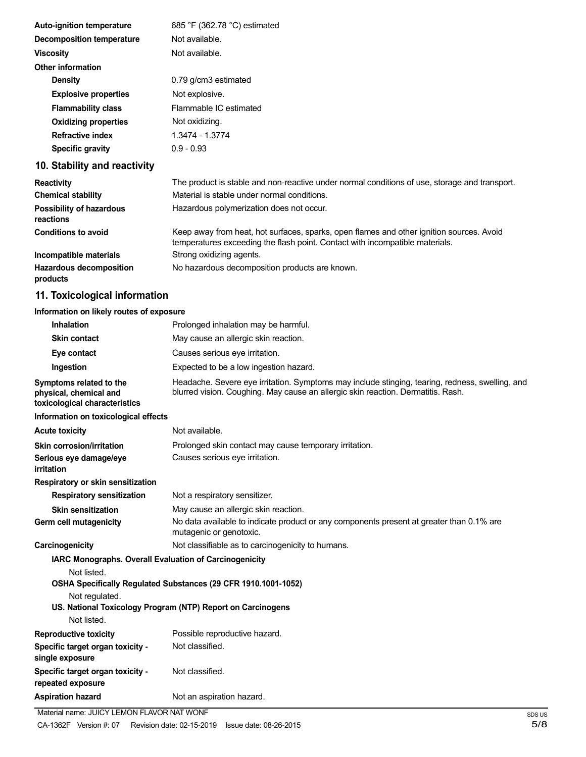| | |
|---|---|
| **Auto-ignition temperature** | 685 °F (362.78 °C) estimated |
| **Decomposition temperature** | Not available. |
| **Viscosity** | Not available. |
| **Other information** | |
| **Density** | 0.79 g/cm3 estimated |
| **Explosive properties** | Not explosive. |
| **Flammability class** | Flammable IC estimated |
| **Oxidizing properties** | Not oxidizing. |
| **Refractive index** | 1.3474 - 1.3774 |
| **Specific gravity** | 0.9 - 0.93 |

## 10. Stability and reactivity

| | |
|---|---|
| **Reactivity** | The product is stable and non-reactive under normal conditions of use, storage and transport. |
| **Chemical stability** | Material is stable under normal conditions. |
| **Possibility of hazardous reactions** | Hazardous polymerization does not occur. |
| **Conditions to avoid** | Keep away from heat, hot surfaces, sparks, open flames and other ignition sources. Avoid temperatures exceeding the flash point. Contact with incompatible materials. |
| **Incompatible materials** | Strong oxidizing agents. |
| **Hazardous decomposition products** | No hazardous decomposition products are known. |

## 11. Toxicological information

**Information on likely routes of exposure**

| | |
|---|---|
| **Inhalation** | Prolonged inhalation may be harmful. |
| **Skin contact** | May cause an allergic skin reaction. |
| **Eye contact** | Causes serious eye irritation. |
| **Ingestion** | Expected to be a low ingestion hazard. |
| **Symptoms related to the physical, chemical and toxicological characteristics** | Headache. Severe eye irritation. Symptoms may include stinging, tearing, redness, swelling, and blurred vision. Coughing. May cause an allergic skin reaction. Dermatitis. Rash. |

**Information on toxicological effects**

| | |
|---|---|
| **Acute toxicity** | Not available. |
| **Skin corrosion/irritation** | Prolonged skin contact may cause temporary irritation. |
| **Serious eye damage/eye irritation** | Causes serious eye irritation. |
| **Respiratory or skin sensitization** | |
| **Respiratory sensitization** | Not a respiratory sensitizer. |
| **Skin sensitization** | May cause an allergic skin reaction. |
| **Germ cell mutagenicity** | No data available to indicate product or any components present at greater than 0.1% are mutagenic or genotoxic. |
| **Carcinogenicity** | Not classifiable as to carcinogenicity to humans. |

**IARC Monographs. Overall Evaluation of Carcinogenicity**

Not listed.

**OSHA Specifically Regulated Substances (29 CFR 1910.1001-1052)**

Not regulated.

**US. National Toxicology Program (NTP) Report on Carcinogens**

Not listed.

| | |
|---|---|
| **Reproductive toxicity** | Possible reproductive hazard. |
| **Specific target organ toxicity - single exposure** | Not classified. |
| **Specific target organ toxicity - repeated exposure** | Not classified. |
| **Aspiration hazard** | Not an aspiration hazard. |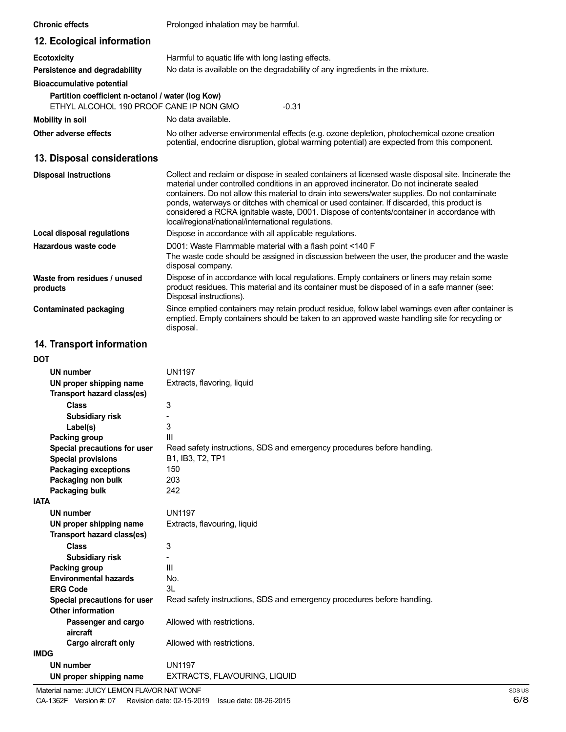**Chronic effects** Prolonged inhalation may be harmful.

## 12. Ecological information

**Ecotoxicity** Harmful to aquatic life with long lasting effects.

**Persistence and degradability** No data is available on the degradability of any ingredients in the mixture.

**Bioaccumulative potential**

**Partition coefficient n-octanol / water (log Kow)**

ETHYL ALCOHOL 190 PROOF CANE IP NON GMO -0.31

**Mobility in soil** No data available.

**Other adverse effects** No other adverse environmental effects (e.g. ozone depletion, photochemical ozone creation potential, endocrine disruption, global warming potential) are expected from this component.

## 13. Disposal considerations

**Disposal instructions** Collect and reclaim or dispose in sealed containers at licensed waste disposal site. Incinerate the material under controlled conditions in an approved incinerator. Do not incinerate sealed containers. Do not allow this material to drain into sewers/water supplies. Do not contaminate ponds, waterways or ditches with chemical or used container. If discarded, this product is considered a RCRA ignitable waste, D001. Dispose of contents/container in accordance with local/regional/national/international regulations.

**Local disposal regulations** Dispose in accordance with all applicable regulations.

**Hazardous waste code** D001: Waste Flammable material with a flash point <140 F
The waste code should be assigned in discussion between the user, the producer and the waste disposal company.

**Waste from residues / unused products** Dispose of in accordance with local regulations. Empty containers or liners may retain some product residues. This material and its container must be disposed of in a safe manner (see: Disposal instructions).

**Contaminated packaging** Since emptied containers may retain product residue, follow label warnings even after container is emptied. Empty containers should be taken to an approved waste handling site for recycling or disposal.

## 14. Transport information

**DOT**

- **UN number** UN1197
- **UN proper shipping name** Extracts, flavoring, liquid
- **Transport hazard class(es)**
  - **Class** 3
  - **Subsidiary risk** -
  - **Label(s)** 3
- **Packing group** III
- **Special precautions for user** Read safety instructions, SDS and emergency procedures before handling.
- **Special provisions** B1, IB3, T2, TP1
- **Packaging exceptions** 150
- **Packaging non bulk** 203
- **Packaging bulk** 242

**IATA**

- **UN number** UN1197
- **UN proper shipping name** Extracts, flavouring, liquid
- **Transport hazard class(es)**
  - **Class** 3
  - **Subsidiary risk** -
- **Packing group** III
- **Environmental hazards** No.
- **ERG Code** 3L
- **Special precautions for user** Read safety instructions, SDS and emergency procedures before handling.
- **Other information**
  - **Passenger and cargo aircraft** Allowed with restrictions.
  - **Cargo aircraft only** Allowed with restrictions.

**IMDG**

- **UN number** UN1197
- **UN proper shipping name** EXTRACTS, FLAVOURING, LIQUID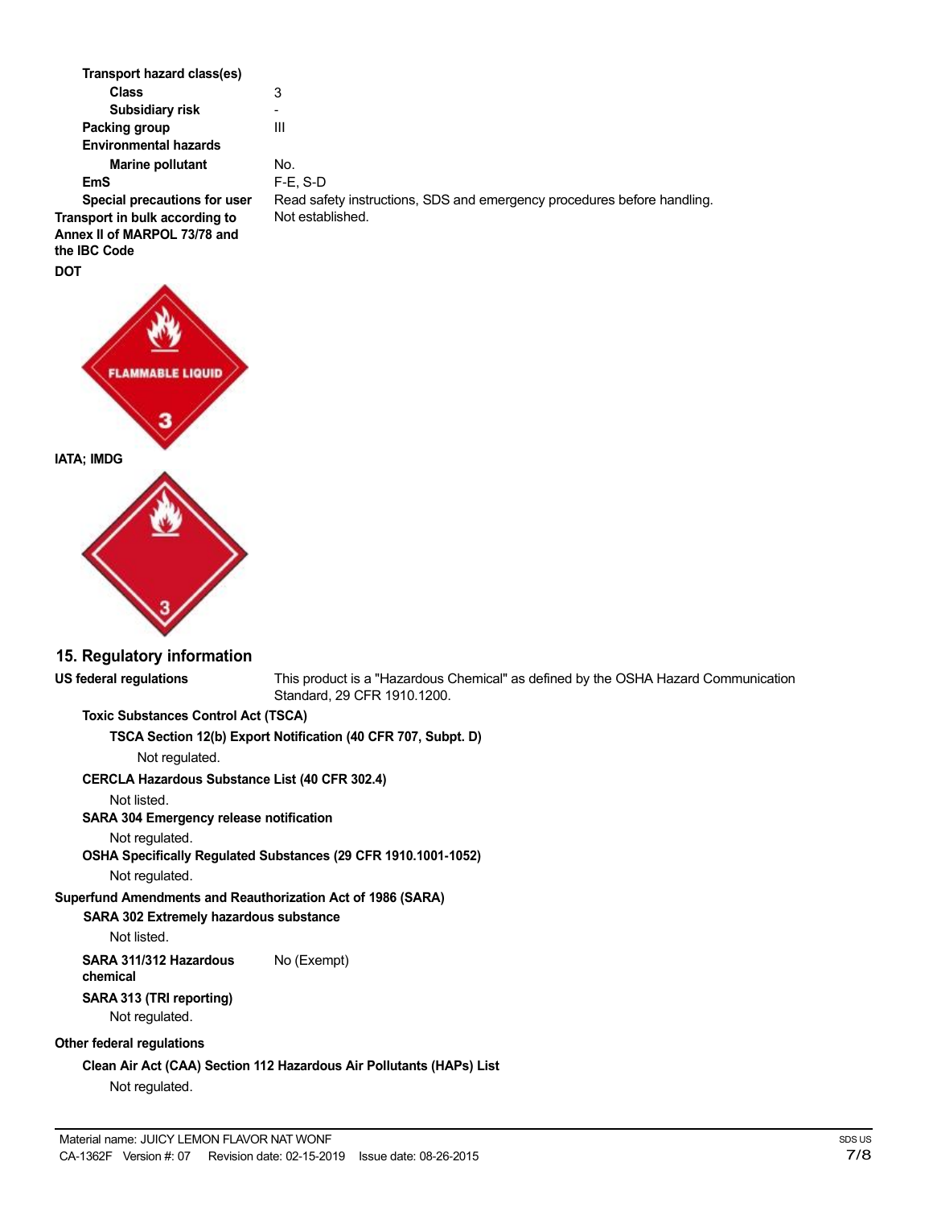**Transport hazard class(es)**

**Class** 3

**Subsidiary risk** -

**Packing group** III

**Environmental hazards**

**Marine pollutant** No.

**EmS** F-E, S-D

**Special precautions for user** Read safety instructions, SDS and emergency procedures before handling.

**Transport in bulk according to Annex II of MARPOL 73/78 and the IBC Code** Not established.

**DOT**

**IATA; IMDG**

## 15. Regulatory information

**US federal regulations** This product is a "Hazardous Chemical" as defined by the OSHA Hazard Communication Standard, 29 CFR 1910.1200.

**Toxic Substances Control Act (TSCA)**

**TSCA Section 12(b) Export Notification (40 CFR 707, Subpt. D)**

Not regulated.

**CERCLA Hazardous Substance List (40 CFR 302.4)**

Not listed.

**SARA 304 Emergency release notification**

Not regulated.

**OSHA Specifically Regulated Substances (29 CFR 1910.1001-1052)**

Not regulated.

**Superfund Amendments and Reauthorization Act of 1986 (SARA)**

**SARA 302 Extremely hazardous substance**

Not listed.

**SARA 311/312 Hazardous chemical** No (Exempt)

**SARA 313 (TRI reporting)**

Not regulated.

**Other federal regulations**

**Clean Air Act (CAA) Section 112 Hazardous Air Pollutants (HAPs) List**

Not regulated.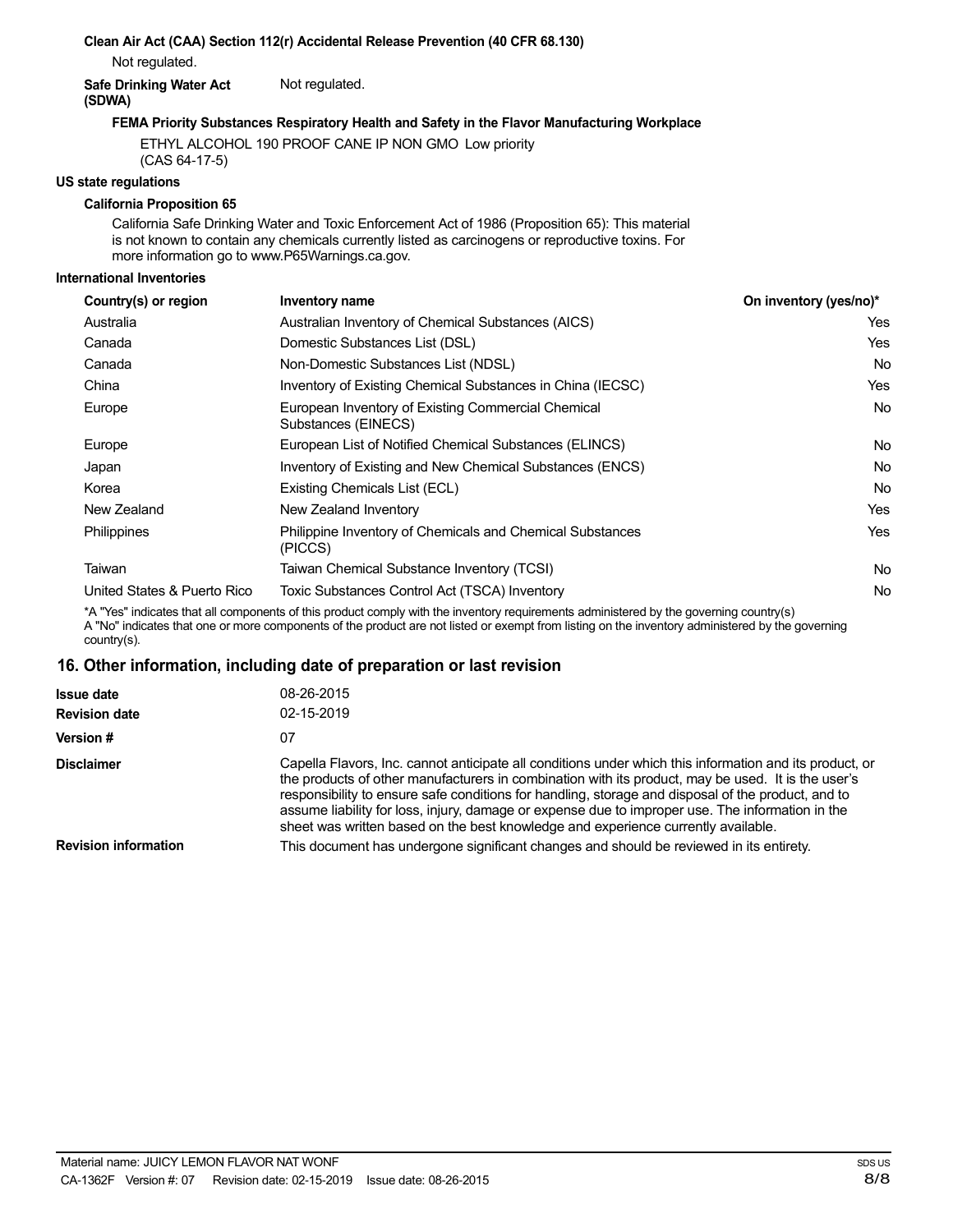**Clean Air Act (CAA) Section 112(r) Accidental Release Prevention (40 CFR 68.130)**

Not regulated.

**Safe Drinking Water Act (SDWA)** Not regulated.

**FEMA Priority Substances Respiratory Health and Safety in the Flavor Manufacturing Workplace**

ETHYL ALCOHOL 190 PROOF CANE IP NON GMO Low priority (CAS 64-17-5)

**US state regulations**

**California Proposition 65**

California Safe Drinking Water and Toxic Enforcement Act of 1986 (Proposition 65): This material is not known to contain any chemicals currently listed as carcinogens or reproductive toxins. For more information go to www.P65Warnings.ca.gov.

**International Inventories**

| Country(s) or region | Inventory name | On inventory (yes/no)* |
|---|---|---|
| Australia | Australian Inventory of Chemical Substances (AICS) | Yes |
| Canada | Domestic Substances List (DSL) | Yes |
| Canada | Non-Domestic Substances List (NDSL) | No |
| China | Inventory of Existing Chemical Substances in China (IECSC) | Yes |
| Europe | European Inventory of Existing Commercial Chemical Substances (EINECS) | No |
| Europe | European List of Notified Chemical Substances (ELINCS) | No |
| Japan | Inventory of Existing and New Chemical Substances (ENCS) | No |
| Korea | Existing Chemicals List (ECL) | No |
| New Zealand | New Zealand Inventory | Yes |
| Philippines | Philippine Inventory of Chemicals and Chemical Substances (PICCS) | Yes |
| Taiwan | Taiwan Chemical Substance Inventory (TCSI) | No |
| United States & Puerto Rico | Toxic Substances Control Act (TSCA) Inventory | No |

*A "Yes" indicates that all components of this product comply with the inventory requirements administered by the governing country(s)
A "No" indicates that one or more components of the product are not listed or exempt from listing on the inventory administered by the governing country(s).

## 16. Other information, including date of preparation or last revision

**Issue date** 08-26-2015

**Revision date** 02-15-2019

**Version #** 07

**Disclaimer** Capella Flavors, Inc. cannot anticipate all conditions under which this information and its product, or the products of other manufacturers in combination with its product, may be used. It is the user's responsibility to ensure safe conditions for handling, storage and disposal of the product, and to assume liability for loss, injury, damage or expense due to improper use. The information in the sheet was written based on the best knowledge and experience currently available.

**Revision information** This document has undergone significant changes and should be reviewed in its entirety.